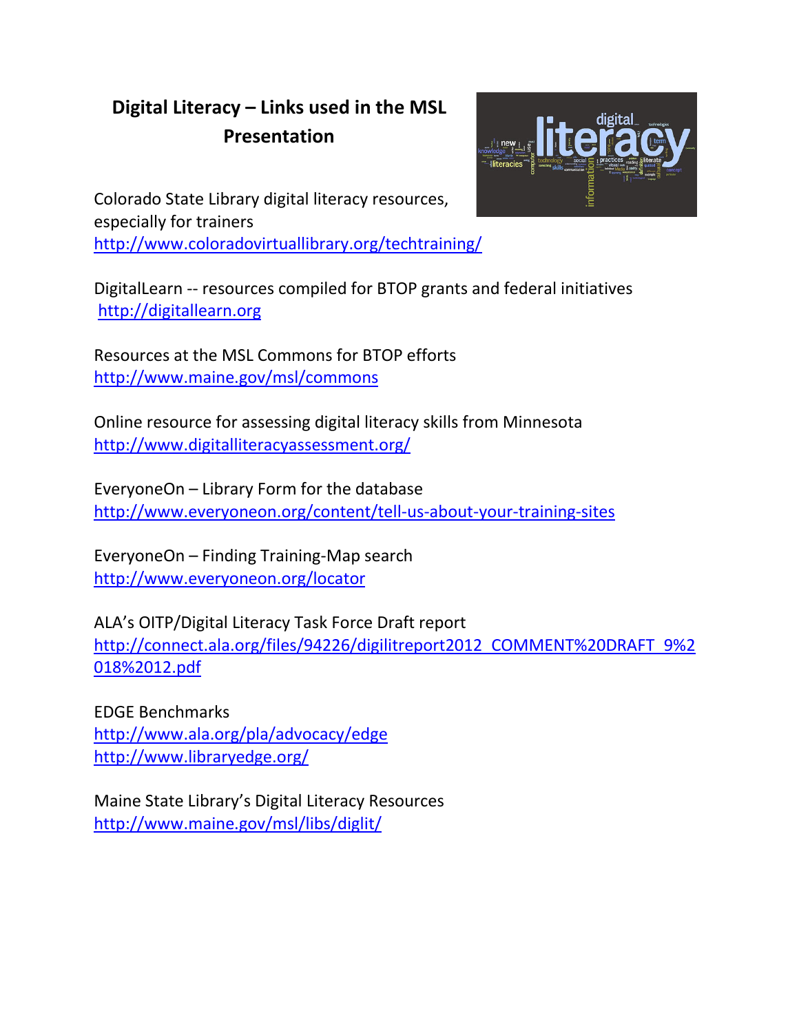# Digital Literacy – Links used in the MSL Presentation

Colorado State Library digital literacy resources, especially for trainers
http://www.coloradovirtuallibrary.org/techtraining/

DigitalLearn -- resources compiled for BTOP grants and federal initiatives
http://digitallearn.org

Resources at the MSL Commons for BTOP efforts
http://www.maine.gov/msl/commons

Online resource for assessing digital literacy skills from Minnesota
http://www.digitalliteracyassessment.org/

EveryoneOn – Library Form for the database
http://www.everyoneon.org/content/tell-us-about-your-training-sites

EveryoneOn – Finding Training-Map search
http://www.everyoneon.org/locator

ALA's OITP/Digital Literacy Task Force Draft report
http://connect.ala.org/files/94226/digilitreport2012_COMMENT%20DRAFT_9%2018%2012.pdf

EDGE Benchmarks
http://www.ala.org/pla/advocacy/edge
http://www.libraryedge.org/

Maine State Library's Digital Literacy Resources
http://www.maine.gov/msl/libs/diglit/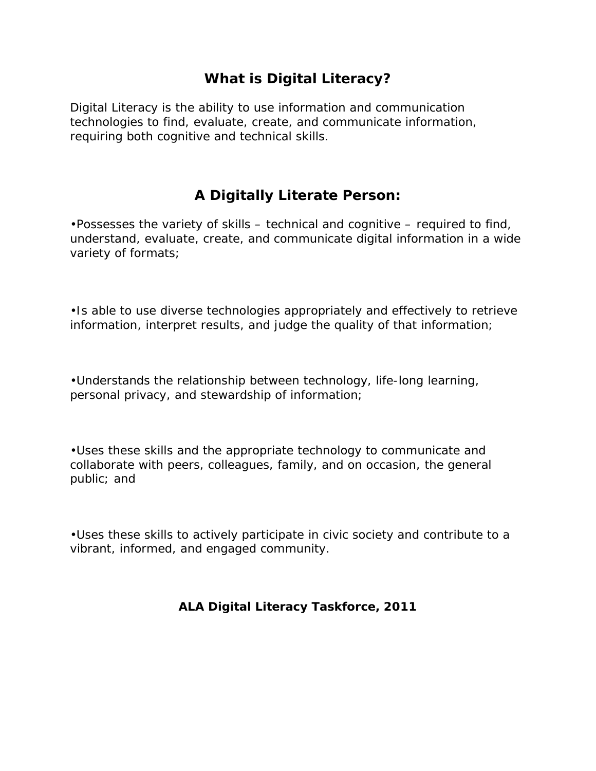## What is Digital Literacy?

Digital Literacy is the ability to use information and communication technologies to find, evaluate, create, and communicate information, requiring both cognitive and technical skills.

## A Digitally Literate Person:

- Possesses the variety of skills – technical and cognitive – required to find, understand, evaluate, create, and communicate digital information in a wide variety of formats;

- Is able to use diverse technologies appropriately and effectively to retrieve information, interpret results, and judge the quality of that information;

- Understands the relationship between technology, life-long learning, personal privacy, and stewardship of information;

- Uses these skills and the appropriate technology to communicate and collaborate with peers, colleagues, family, and on occasion, the general public; and

- Uses these skills to actively participate in civic society and contribute to a vibrant, informed, and engaged community.

**ALA Digital Literacy Taskforce, 2011**